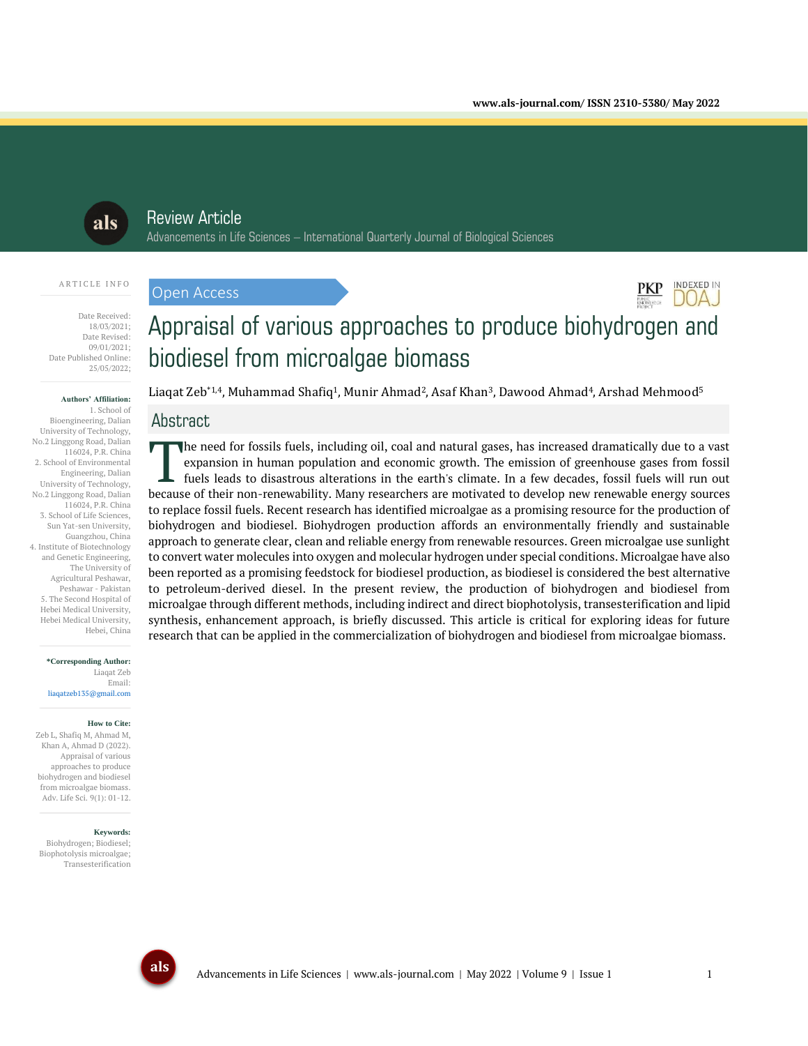Review Article

Advancements in Life Sciences – International Quarterly Journal of Biological Sciences

Open Access

# Appraisal of various approaches to produce biohydrogen and biodiesel from microalgae biomass

Liaqat Zeb*[1,4], Muhammad Shafiq[1], Munir Ahmad[2], Asaf Khan[3], Dawood Ahmad[4], Arshad Mehmood[5]

**ARTICLE INFO**

Date Received: 18/03/2021;
Date Revised: 09/01/2021;
Date Published Online: 25/05/2022;

**Authors' Affiliation:**
1. School of Bioengineering, Dalian University of Technology, No.2 Linggong Road, Dalian 116024, P.R. China
2. School of Environmental Engineering, Dalian University of Technology, No.2 Linggong Road, Dalian 116024, P.R. China
3. School of Life Sciences, Sun Yat-sen University, Guangzhou, China
4. Institute of Biotechnology and Genetic Engineering, The University of Agricultural Peshawar, Peshawar - Pakistan
5. The Second Hospital of Hebei Medical University, Hebei Medical University, Hebei, China

**\*Corresponding Author:**
Liaqat Zeb
Email: liaqatzeb135@gmail.com

**How to Cite:**
Zeb L, Shafiq M, Ahmad M, Khan A, Ahmad D (2022). Appraisal of various approaches to produce biohydrogen and biodiesel from microalgae biomass. Adv. Life Sci. 9(1): 01-12.

**Keywords:**
Biohydrogen; Biodiesel; Biophotolysis microalgae; Transesterification

## Abstract

The need for fossils fuels, including oil, coal and natural gases, has increased dramatically due to a vast expansion in human population and economic growth. The emission of greenhouse gases from fossil fuels leads to disastrous alterations in the earth's climate. In a few decades, fossil fuels will run out because of their non-renewability. Many researchers are motivated to develop new renewable energy sources to replace fossil fuels. Recent research has identified microalgae as a promising resource for the production of biohydrogen and biodiesel. Biohydrogen production affords an environmentally friendly and sustainable approach to generate clear, clean and reliable energy from renewable resources. Green microalgae use sunlight to convert water molecules into oxygen and molecular hydrogen under special conditions. Microalgae have also been reported as a promising feedstock for biodiesel production, as biodiesel is considered the best alternative to petroleum-derived diesel. In the present review, the production of biohydrogen and biodiesel from microalgae through different methods, including indirect and direct biophotolysis, transesterification and lipid synthesis, enhancement approach, is briefly discussed. This article is critical for exploring ideas for future research that can be applied in the commercialization of biohydrogen and biodiesel from microalgae biomass.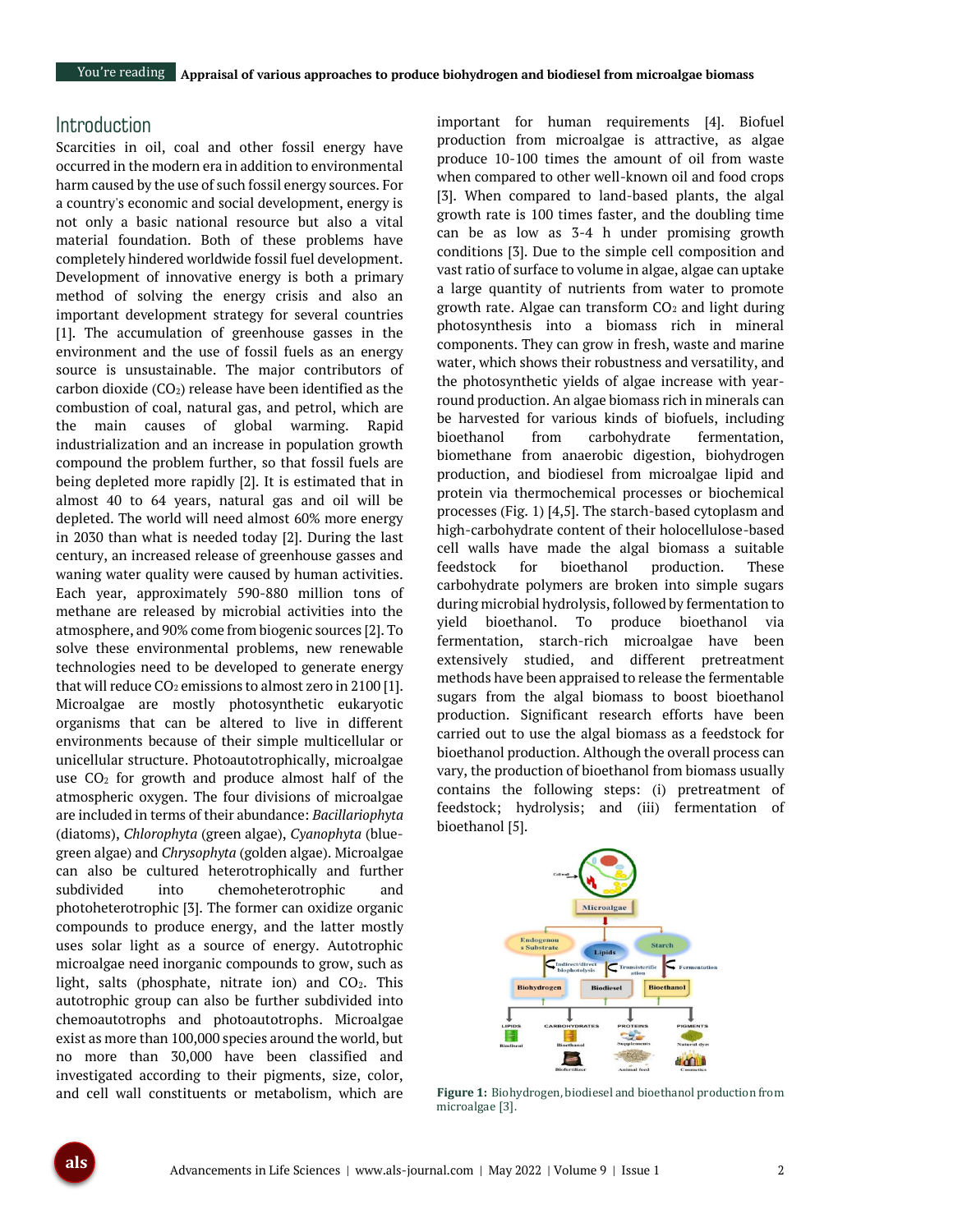## Introduction

Scarcities in oil, coal and other fossil energy have occurred in the modern era in addition to environmental harm caused by the use of such fossil energy sources. For a country's economic and social development, energy is not only a basic national resource but also a vital material foundation. Both of these problems have completely hindered worldwide fossil fuel development. Development of innovative energy is both a primary method of solving the energy crisis and also an important development strategy for several countries [1]. The accumulation of greenhouse gasses in the environment and the use of fossil fuels as an energy source is unsustainable. The major contributors of carbon dioxide ($CO_2$) release have been identified as the combustion of coal, natural gas, and petrol, which are the main causes of global warming. Rapid industrialization and an increase in population growth compound the problem further, so that fossil fuels are being depleted more rapidly [2]. It is estimated that in almost 40 to 64 years, natural gas and oil will be depleted. The world will need almost 60% more energy in 2030 than what is needed today [2]. During the last century, an increased release of greenhouse gasses and waning water quality were caused by human activities. Each year, approximately 590-880 million tons of methane are released by microbial activities into the atmosphere, and 90% come from biogenic sources [2]. To solve these environmental problems, new renewable technologies need to be developed to generate energy that will reduce $CO_2$ emissions to almost zero in 2100 [1]. Microalgae are mostly photosynthetic eukaryotic organisms that can be altered to live in different environments because of their simple multicellular or unicellular structure. Photoautotrophically, microalgae use $CO_2$ for growth and produce almost half of the atmospheric oxygen. The four divisions of microalgae are included in terms of their abundance: *Bacillariophyta* (diatoms), *Chlorophyta* (green algae), *Cyanophyta* (blue-green algae) and *Chrysophyta* (golden algae). Microalgae can also be cultured heterotrophically and further subdivided into chemoheterotrophic and photoheterotrophic [3]. The former can oxidize organic compounds to produce energy, and the latter mostly uses solar light as a source of energy. Autotrophic microalgae need inorganic compounds to grow, such as light, salts (phosphate, nitrate ion) and $CO_2$. This autotrophic group can also be further subdivided into chemoautotrophs and photoautotrophs. Microalgae exist as more than 100,000 species around the world, but no more than 30,000 have been classified and investigated according to their pigments, size, color, and cell wall constituents or metabolism, which are important for human requirements [4]. Biofuel production from microalgae is attractive, as algae produce 10-100 times the amount of oil from waste when compared to other well-known oil and food crops [3]. When compared to land-based plants, the algal growth rate is 100 times faster, and the doubling time can be as low as 3-4 h under promising growth conditions [3]. Due to the simple cell composition and vast ratio of surface to volume in algae, algae can uptake a large quantity of nutrients from water to promote growth rate. Algae can transform $CO_2$ and light during photosynthesis into a biomass rich in mineral components. They can grow in fresh, waste and marine water, which shows their robustness and versatility, and the photosynthetic yields of algae increase with year-round production. An algae biomass rich in minerals can be harvested for various kinds of biofuels, including bioethanol from carbohydrate fermentation, biomethane from anaerobic digestion, biohydrogen production, and biodiesel from microalgae lipid and protein via thermochemical processes or biochemical processes (Fig. 1) [4,5]. The starch-based cytoplasm and high-carbohydrate content of their holocellulose-based cell walls have made the algal biomass a suitable feedstock for bioethanol production. These carbohydrate polymers are broken into simple sugars during microbial hydrolysis, followed by fermentation to yield bioethanol. To produce bioethanol via fermentation, starch-rich microalgae have been extensively studied, and different pretreatment methods have been appraised to release the fermentable sugars from the algal biomass to boost bioethanol production. Significant research efforts have been carried out to use the algal biomass as a feedstock for bioethanol production. Although the overall process can vary, the production of bioethanol from biomass usually contains the following steps: (i) pretreatment of feedstock; hydrolysis; and (iii) fermentation of bioethanol [5].

**Figure 1:** Biohydrogen, biodiesel and bioethanol production from microalgae [3].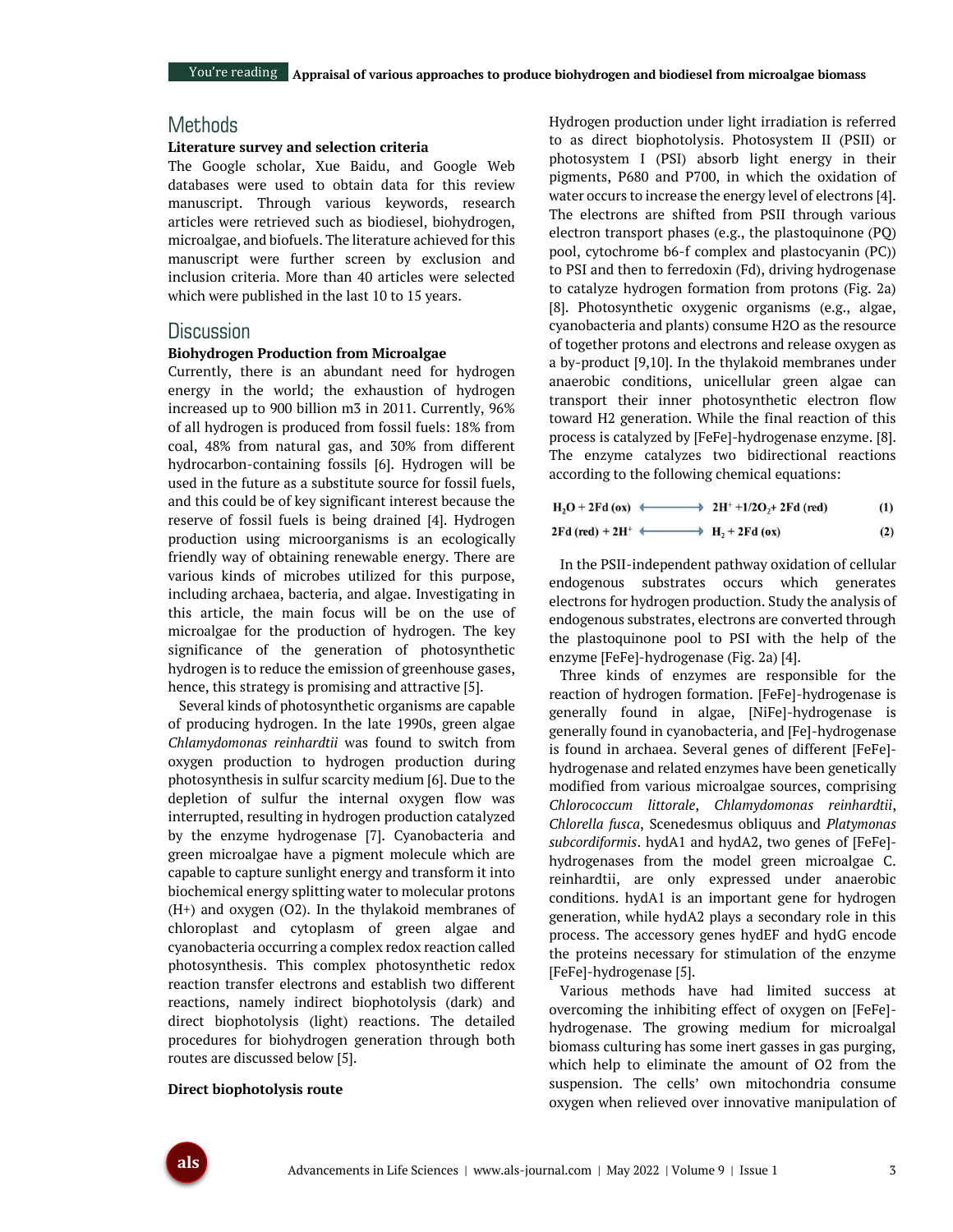## Methods

**Literature survey and selection criteria**

The Google scholar, Xue Baidu, and Google Web databases were used to obtain data for this review manuscript. Through various keywords, research articles were retrieved such as biodiesel, biohydrogen, microalgae, and biofuels. The literature achieved for this manuscript were further screen by exclusion and inclusion criteria. More than 40 articles were selected which were published in the last 10 to 15 years.

## Discussion

**Biohydrogen Production from Microalgae**

Currently, there is an abundant need for hydrogen energy in the world; the exhaustion of hydrogen increased up to 900 billion m3 in 2011. Currently, 96% of all hydrogen is produced from fossil fuels: 18% from coal, 48% from natural gas, and 30% from different hydrocarbon-containing fossils [6]. Hydrogen will be used in the future as a substitute source for fossil fuels, and this could be of key significant interest because the reserve of fossil fuels is being drained [4]. Hydrogen production using microorganisms is an ecologically friendly way of obtaining renewable energy. There are various kinds of microbes utilized for this purpose, including archaea, bacteria, and algae. Investigating in this article, the main focus will be on the use of microalgae for the production of hydrogen. The key significance of the generation of photosynthetic hydrogen is to reduce the emission of greenhouse gases, hence, this strategy is promising and attractive [5].

Several kinds of photosynthetic organisms are capable of producing hydrogen. In the late 1990s, green algae *Chlamydomonas reinhardtii* was found to switch from oxygen production to hydrogen production during photosynthesis in sulfur scarcity medium [6]. Due to the depletion of sulfur the internal oxygen flow was interrupted, resulting in hydrogen production catalyzed by the enzyme hydrogenase [7]. Cyanobacteria and green microalgae have a pigment molecule which are capable to capture sunlight energy and transform it into biochemical energy splitting water to molecular protons (H+) and oxygen (O2). In the thylakoid membranes of chloroplast and cytoplasm of green algae and cyanobacteria occurring a complex redox reaction called photosynthesis. This complex photosynthetic redox reaction transfer electrons and establish two different reactions, namely indirect biophotolysis (dark) and direct biophotolysis (light) reactions. The detailed procedures for biohydrogen generation through both routes are discussed below [5].

**Direct biophotolysis route**

Hydrogen production under light irradiation is referred to as direct biophotolysis. Photosystem II (PSII) or photosystem I (PSI) absorb light energy in their pigments, P680 and P700, in which the oxidation of water occurs to increase the energy level of electrons [4]. The electrons are shifted from PSII through various electron transport phases (e.g., the plastoquinone (PQ) pool, cytochrome b6-f complex and plastocyanin (PC)) to PSI and then to ferredoxin (Fd), driving hydrogenase to catalyze hydrogen formation from protons (Fig. 2a) [8]. Photosynthetic oxygenic organisms (e.g., algae, cyanobacteria and plants) consume H2O as the resource of together protons and electrons and release oxygen as a by-product [9,10]. In the thylakoid membranes under anaerobic conditions, unicellular green algae can transport their inner photosynthetic electron flow toward H2 generation. While the final reaction of this process is catalyzed by [FeFe]-hydrogenase enzyme. [8]. The enzyme catalyzes two bidirectional reactions according to the following chemical equations:

$$H_2O + 2Fd\,(ox) \longleftrightarrow 2H^+ + 1/2O_2 + 2Fd\,(red) \quad (1)$$

$$2Fd\,(red) + 2H^+ \longleftrightarrow H_2 + 2Fd\,(ox) \quad (2)$$

In the PSII-independent pathway oxidation of cellular endogenous substrates occurs which generates electrons for hydrogen production. Study the analysis of endogenous substrates, electrons are converted through the plastoquinone pool to PSI with the help of the enzyme [FeFe]-hydrogenase (Fig. 2a) [4].

Three kinds of enzymes are responsible for the reaction of hydrogen formation. [FeFe]-hydrogenase is generally found in algae, [NiFe]-hydrogenase is generally found in cyanobacteria, and [Fe]-hydrogenase is found in archaea. Several genes of different [FeFe]-hydrogenase and related enzymes have been genetically modified from various microalgae sources, comprising *Chlorococcum littorale*, *Chlamydomonas reinhardtii*, *Chlorella fusca*, Scenedesmus obliquus and *Platymonas subcordiformis*. hydA1 and hydA2, two genes of [FeFe]-hydrogenases from the model green microalgae C. reinhardtii, are only expressed under anaerobic conditions. hydA1 is an important gene for hydrogen generation, while hydA2 plays a secondary role in this process. The accessory genes hydEF and hydG encode the proteins necessary for stimulation of the enzyme [FeFe]-hydrogenase [5].

Various methods have had limited success at overcoming the inhibiting effect of oxygen on [FeFe]-hydrogenase. The growing medium for microalgal biomass culturing has some inert gasses in gas purging, which help to eliminate the amount of O2 from the suspension. The cells' own mitochondria consume oxygen when relieved over innovative manipulation of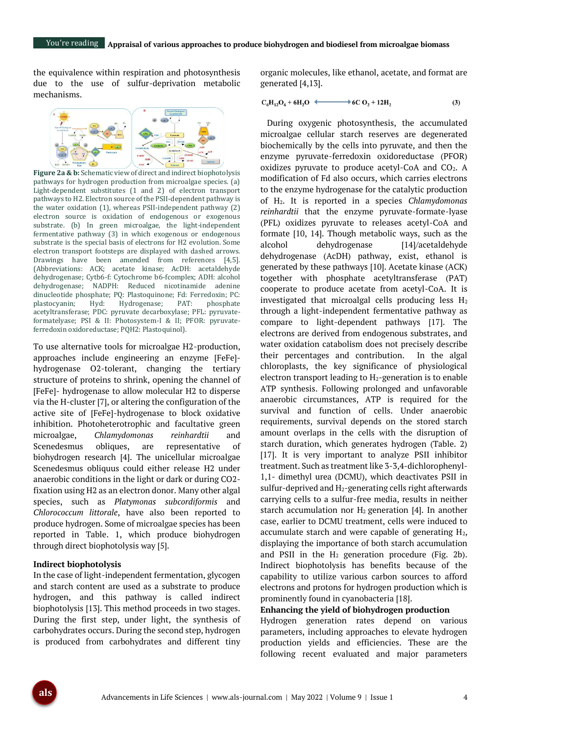the equivalence within respiration and photosynthesis due to the use of sulfur-deprivation metabolic mechanisms.

**Figure 2a & b:** Schematic view of direct and indirect biophotolysis pathways for hydrogen production from microalgae species. (a) Light-dependent substitutes (1 and 2) of electron transport pathways to H2. Electron source of the PSII-dependent pathway is the water oxidation (1), whereas PSII-independent pathway (2) electron source is oxidation of endogenous or exogenous substrate. (b) In green microalgae, the light-independent fermentative pathway (3) in which exogenous or endogenous substrate is the special basis of electrons for H2 evolution. Some electron transport footsteps are displayed with dashed arrows. Drawings have been amended from references [4,5]. (Abbreviations: ACK; acetate kinase; AcDH: acetaldehyde dehydrogenase; Cytb6-f: Cytochrome b6-fcomplex; ADH: alcohol dehydrogenase; NADPH: Reduced nicotinamide adenine dinucleotide phosphate; PQ: Plastoquinone; Fd: Ferredoxin; PC: plastocyanin; Hyd: Hydrogenase; PAT: phosphate acetyltransferase; PDC: pyruvate decarboxylase; PFL: pyruvate-formatelyase; PSI & II: Photosystem-I & II; PFOR: pyruvate-ferredoxin oxidoreductase; PQH2: Plastoquinol).

To use alternative tools for microalgae H2-production, approaches include engineering an enzyme [FeFe]-hydrogenase O2-tolerant, changing the tertiary structure of proteins to shrink, opening the channel of [FeFe]- hydrogenase to allow molecular H2 to disperse via the H-cluster [7], or altering the configuration of the active site of [FeFe]-hydrogenase to block oxidative inhibition. Photoheterotrophic and facultative green microalgae, *Chlamydomonas reinhardtii* and Scenedesmus obliques, are representative of biohydrogen research [4]. The unicellular microalgae Scenedesmus obliquus could either release H2 under anaerobic conditions in the light or dark or during CO2-fixation using H2 as an electron donor. Many other algal species, such as *Platymonas subcordiformis* and *Chlorococcum littorale*, have also been reported to produce hydrogen. Some of microalgae species has been reported in Table. 1, which produce biohydrogen through direct biophotolysis way [5].

### Indirect biophotolysis

In the case of light-independent fermentation, glycogen and starch content are used as a substrate to produce hydrogen, and this pathway is called indirect biophotolysis [13]. This method proceeds in two stages. During the first step, under light, the synthesis of carbohydrates occurs. During the second step, hydrogen is produced from carbohydrates and different tiny organic molecules, like ethanol, acetate, and format are generated [4,13].

$$C_6H_{12}O_6 + 6H_2O \longleftrightarrow 6CO_2 + 12H_2 \qquad (3)$$

During oxygenic photosynthesis, the accumulated microalgae cellular starch reserves are degenerated biochemically by the cells into pyruvate, and then the enzyme pyruvate-ferredoxin oxidoreductase (PFOR) oxidizes pyruvate to produce acetyl-CoA and $CO_2$. A modification of Fd also occurs, which carries electrons to the enzyme hydrogenase for the catalytic production of $H_2$. It is reported in a species *Chlamydomonas reinhardtii* that the enzyme pyruvate-formate-lyase (PFL) oxidizes pyruvate to releases acetyl-CoA and formate [10, 14]. Though metabolic ways, such as the alcohol dehydrogenase [14]/acetaldehyde dehydrogenase (AcDH) pathway, exist, ethanol is generated by these pathways [10]. Acetate kinase (ACK) together with phosphate acetyltransferase (PAT) cooperate to produce acetate from acetyl-CoA. It is investigated that microalgal cells producing less $H_2$ through a light-independent fermentative pathway as compare to light-dependent pathways [17]. The electrons are derived from endogenous substrates, and water oxidation catabolism does not precisely describe their percentages and contribution. In the algal chloroplasts, the key significance of physiological electron transport leading to $H_2$-generation is to enable ATP synthesis. Following prolonged and unfavorable anaerobic circumstances, ATP is required for the survival and function of cells. Under anaerobic requirements, survival depends on the stored starch amount overlaps in the cells with the disruption of starch duration, which generates hydrogen (Table. 2) [17]. It is very important to analyze PSII inhibitor treatment. Such as treatment like 3-3,4-dichlorophenyl-1,1- dimethyl urea (DCMU), which deactivates PSII in sulfur-deprived and $H_2$-generating cells right afterwards carrying cells to a sulfur-free media, results in neither starch accumulation nor $H_2$ generation [4]. In another case, earlier to DCMU treatment, cells were induced to accumulate starch and were capable of generating $H_2$, displaying the importance of both starch accumulation and PSII in the $H_2$ generation procedure (Fig. 2b). Indirect biophotolysis has benefits because of the capability to utilize various carbon sources to afford electrons and protons for hydrogen production which is prominently found in cyanobacteria [18].

### Enhancing the yield of biohydrogen production

Hydrogen generation rates depend on various parameters, including approaches to elevate hydrogen production yields and efficiencies. These are the following recent evaluated and major parameters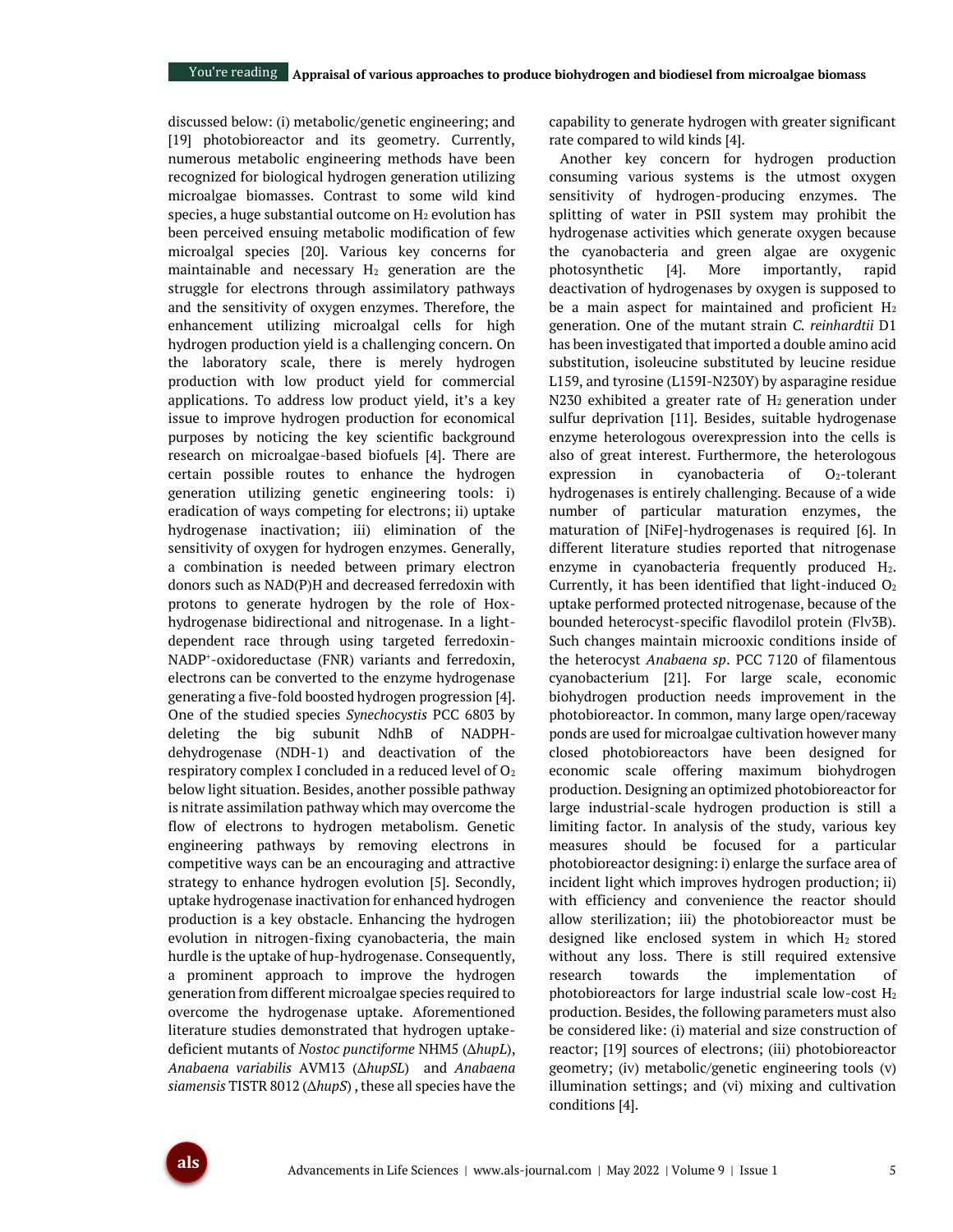discussed below: (i) metabolic/genetic engineering; and [19] photobioreactor and its geometry. Currently, numerous metabolic engineering methods have been recognized for biological hydrogen generation utilizing microalgae biomasses. Contrast to some wild kind species, a huge substantial outcome on $H_2$ evolution has been perceived ensuing metabolic modification of few microalgal species [20]. Various key concerns for maintainable and necessary $H_2$ generation are the struggle for electrons through assimilatory pathways and the sensitivity of oxygen enzymes. Therefore, the enhancement utilizing microalgal cells for high hydrogen production yield is a challenging concern. On the laboratory scale, there is merely hydrogen production with low product yield for commercial applications. To address low product yield, it's a key issue to improve hydrogen production for economical purposes by noticing the key scientific background research on microalgae-based biofuels [4]. There are certain possible routes to enhance the hydrogen generation utilizing genetic engineering tools: i) eradication of ways competing for electrons; ii) uptake hydrogenase inactivation; iii) elimination of the sensitivity of oxygen for hydrogen enzymes. Generally, a combination is needed between primary electron donors such as NAD(P)H and decreased ferredoxin with protons to generate hydrogen by the role of Hox-hydrogenase bidirectional and nitrogenase. In a light-dependent race through using targeted ferredoxin-$NADP^+$-oxidoreductase (FNR) variants and ferredoxin, electrons can be converted to the enzyme hydrogenase generating a five-fold boosted hydrogen progression [4]. One of the studied species *Synechocystis* PCC 6803 by deleting the big subunit NdhB of NADPH-dehydrogenase (NDH-1) and deactivation of the respiratory complex I concluded in a reduced level of $O_2$ below light situation. Besides, another possible pathway is nitrate assimilation pathway which may overcome the flow of electrons to hydrogen metabolism. Genetic engineering pathways by removing electrons in competitive ways can be an encouraging and attractive strategy to enhance hydrogen evolution [5]. Secondly, uptake hydrogenase inactivation for enhanced hydrogen production is a key obstacle. Enhancing the hydrogen evolution in nitrogen-fixing cyanobacteria, the main hurdle is the uptake of hup-hydrogenase. Consequently, a prominent approach to improve the hydrogen generation from different microalgae species required to overcome the hydrogenase uptake. Aforementioned literature studies demonstrated that hydrogen uptake-deficient mutants of *Nostoc punctiforme* NHM5 (Δ*hupL*), *Anabaena variabilis* AVM13 (Δ*hupSL*) and *Anabaena siamensis* TISTR 8012 (Δ*hupS*) , these all species have the capability to generate hydrogen with greater significant rate compared to wild kinds [4].

Another key concern for hydrogen production consuming various systems is the utmost oxygen sensitivity of hydrogen-producing enzymes. The splitting of water in PSII system may prohibit the hydrogenase activities which generate oxygen because the cyanobacteria and green algae are oxygenic photosynthetic [4]. More importantly, rapid deactivation of hydrogenases by oxygen is supposed to be a main aspect for maintained and proficient $H_2$ generation. One of the mutant strain *C. reinhardtii* D1 has been investigated that imported a double amino acid substitution, isoleucine substituted by leucine residue L159, and tyrosine (L159I-N230Y) by asparagine residue N230 exhibited a greater rate of $H_2$ generation under sulfur deprivation [11]. Besides, suitable hydrogenase enzyme heterologous overexpression into the cells is also of great interest. Furthermore, the heterologous expression in cyanobacteria of $O_2$-tolerant hydrogenases is entirely challenging. Because of a wide number of particular maturation enzymes, the maturation of [NiFe]-hydrogenases is required [6]. In different literature studies reported that nitrogenase enzyme in cyanobacteria frequently produced $H_2$. Currently, it has been identified that light-induced $O_2$ uptake performed protected nitrogenase, because of the bounded heterocyst-specific flavodilol protein (Flv3B). Such changes maintain microoxic conditions inside of the heterocyst *Anabaena sp*. PCC 7120 of filamentous cyanobacterium [21]. For large scale, economic biohydrogen production needs improvement in the photobioreactor. In common, many large open/raceway ponds are used for microalgae cultivation however many closed photobioreactors have been designed for economic scale offering maximum biohydrogen production. Designing an optimized photobioreactor for large industrial-scale hydrogen production is still a limiting factor. In analysis of the study, various key measures should be focused for a particular photobioreactor designing: i) enlarge the surface area of incident light which improves hydrogen production; ii) with efficiency and convenience the reactor should allow sterilization; iii) the photobioreactor must be designed like enclosed system in which $H_2$ stored without any loss. There is still required extensive research towards the implementation of photobioreactors for large industrial scale low-cost $H_2$ production. Besides, the following parameters must also be considered like: (i) material and size construction of reactor; [19] sources of electrons; (iii) photobioreactor geometry; (iv) metabolic/genetic engineering tools (v) illumination settings; and (vi) mixing and cultivation conditions [4].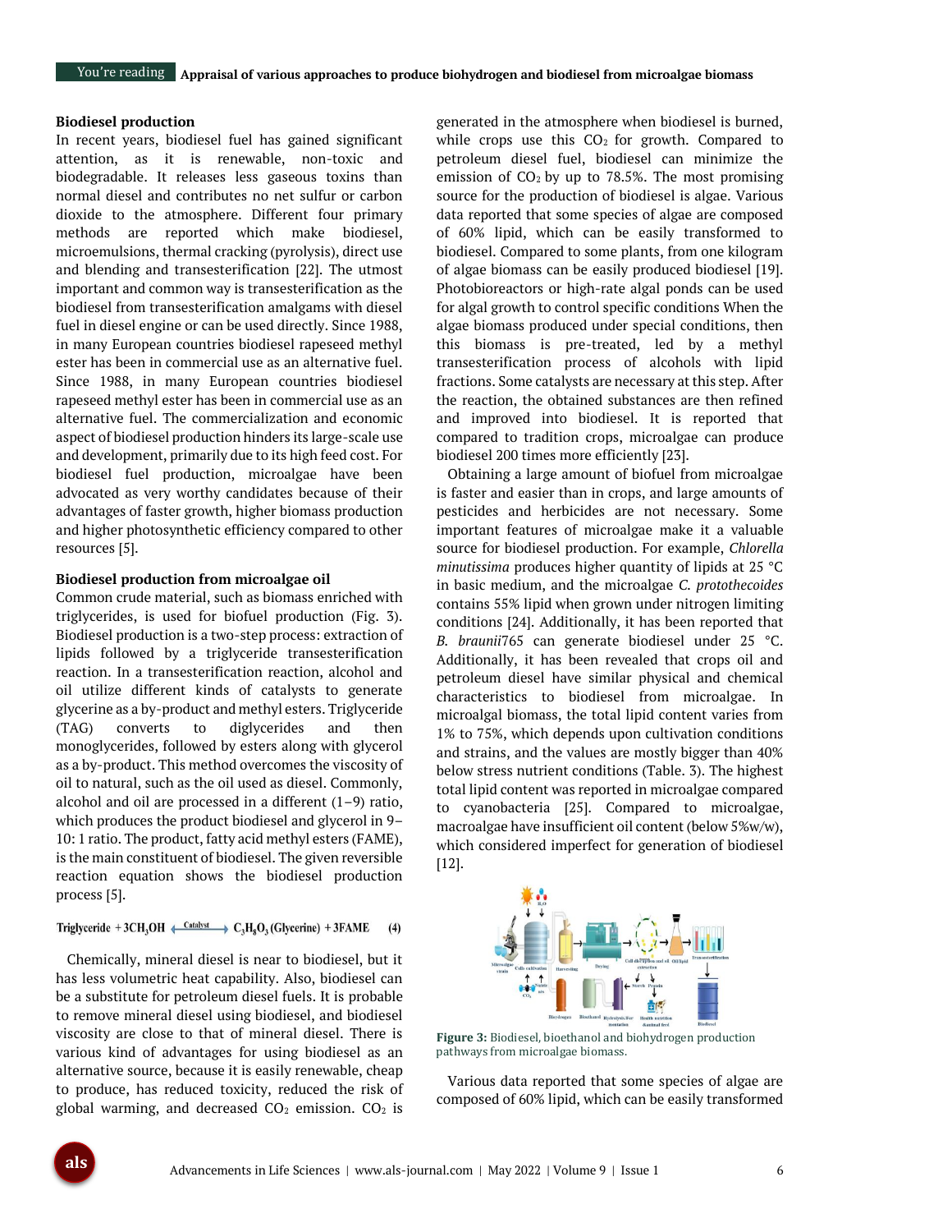### Biodiesel production

In recent years, biodiesel fuel has gained significant attention, as it is renewable, non-toxic and biodegradable. It releases less gaseous toxins than normal diesel and contributes no net sulfur or carbon dioxide to the atmosphere. Different four primary methods are reported which make biodiesel, microemulsions, thermal cracking (pyrolysis), direct use and blending and transesterification [22]. The utmost important and common way is transesterification as the biodiesel from transesterification amalgams with diesel fuel in diesel engine or can be used directly. Since 1988, in many European countries biodiesel rapeseed methyl ester has been in commercial use as an alternative fuel. Since 1988, in many European countries biodiesel rapeseed methyl ester has been in commercial use as an alternative fuel. The commercialization and economic aspect of biodiesel production hinders its large-scale use and development, primarily due to its high feed cost. For biodiesel fuel production, microalgae have been advocated as very worthy candidates because of their advantages of faster growth, higher biomass production and higher photosynthetic efficiency compared to other resources [5].

### Biodiesel production from microalgae oil

Common crude material, such as biomass enriched with triglycerides, is used for biofuel production (Fig. 3). Biodiesel production is a two-step process: extraction of lipids followed by a triglyceride transesterification reaction. In a transesterification reaction, alcohol and oil utilize different kinds of catalysts to generate glycerine as a by-product and methyl esters. Triglyceride (TAG) converts to diglycerides and then monoglycerides, followed by esters along with glycerol as a by-product. This method overcomes the viscosity of oil to natural, such as the oil used as diesel. Commonly, alcohol and oil are processed in a different (1–9) ratio, which produces the product biodiesel and glycerol in 9–10: 1 ratio. The product, fatty acid methyl esters (FAME), is the main constituent of biodiesel. The given reversible reaction equation shows the biodiesel production process [5].

$$\text{Triglyceride} + 3CH_3OH \xleftrightarrow{\text{Catalyst}} C_3H_8O_3\,(\text{Glycerine}) + 3\text{FAME} \quad (4)$$

Chemically, mineral diesel is near to biodiesel, but it has less volumetric heat capability. Also, biodiesel can be a substitute for petroleum diesel fuels. It is probable to remove mineral diesel using biodiesel, and biodiesel viscosity are close to that of mineral diesel. There is various kind of advantages for using biodiesel as an alternative source, because it is easily renewable, cheap to produce, has reduced toxicity, reduced the risk of global warming, and decreased $CO_2$ emission. $CO_2$ is generated in the atmosphere when biodiesel is burned, while crops use this $CO_2$ for growth. Compared to petroleum diesel fuel, biodiesel can minimize the emission of $CO_2$ by up to 78.5%. The most promising source for the production of biodiesel is algae. Various data reported that some species of algae are composed of 60% lipid, which can be easily transformed to biodiesel. Compared to some plants, from one kilogram of algae biomass can be easily produced biodiesel [19]. Photobioreactors or high-rate algal ponds can be used for algal growth to control specific conditions When the algae biomass produced under special conditions, then this biomass is pre-treated, led by a methyl transesterification process of alcohols with lipid fractions. Some catalysts are necessary at this step. After the reaction, the obtained substances are then refined and improved into biodiesel. It is reported that compared to tradition crops, microalgae can produce biodiesel 200 times more efficiently [23].

Obtaining a large amount of biofuel from microalgae is faster and easier than in crops, and large amounts of pesticides and herbicides are not necessary. Some important features of microalgae make it a valuable source for biodiesel production. For example, *Chlorella minutissima* produces higher quantity of lipids at 25 °C in basic medium, and the microalgae *C. protothecoides* contains 55% lipid when grown under nitrogen limiting conditions [24]. Additionally, it has been reported that *B. braunii*765 can generate biodiesel under 25 °C. Additionally, it has been revealed that crops oil and petroleum diesel have similar physical and chemical characteristics to biodiesel from microalgae. In microalgal biomass, the total lipid content varies from 1% to 75%, which depends upon cultivation conditions and strains, and the values are mostly bigger than 40% below stress nutrient conditions (Table. 3). The highest total lipid content was reported in microalgae compared to cyanobacteria [25]. Compared to microalgae, macroalgae have insufficient oil content (below 5%w/w), which considered imperfect for generation of biodiesel [12].

Figure 3: Biodiesel, bioethanol and biohydrogen production pathways from microalgae biomass.

Various data reported that some species of algae are composed of 60% lipid, which can be easily transformed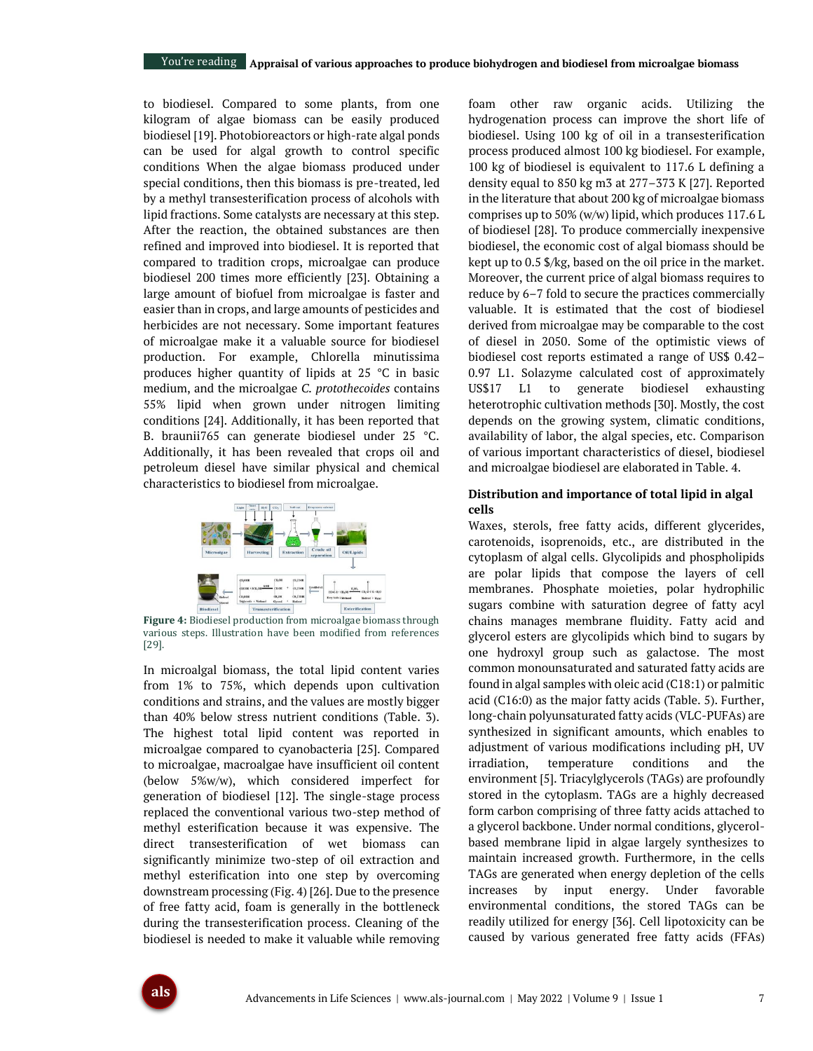to biodiesel. Compared to some plants, from one kilogram of algae biomass can be easily produced biodiesel [19]. Photobioreactors or high-rate algal ponds can be used for algal growth to control specific conditions When the algae biomass produced under special conditions, then this biomass is pre-treated, led by a methyl transesterification process of alcohols with lipid fractions. Some catalysts are necessary at this step. After the reaction, the obtained substances are then refined and improved into biodiesel. It is reported that compared to tradition crops, microalgae can produce biodiesel 200 times more efficiently [23]. Obtaining a large amount of biofuel from microalgae is faster and easier than in crops, and large amounts of pesticides and herbicides are not necessary. Some important features of microalgae make it a valuable source for biodiesel production. For example, Chlorella minutissima produces higher quantity of lipids at 25 °C in basic medium, and the microalgae *C. protothecoides* contains 55% lipid when grown under nitrogen limiting conditions [24]. Additionally, it has been reported that B. braunii765 can generate biodiesel under 25 °C. Additionally, it has been revealed that crops oil and petroleum diesel have similar physical and chemical characteristics to biodiesel from microalgae.

**Figure 4:** Biodiesel production from microalgae biomass through various steps. Illustration have been modified from references [29].

In microalgal biomass, the total lipid content varies from 1% to 75%, which depends upon cultivation conditions and strains, and the values are mostly bigger than 40% below stress nutrient conditions (Table. 3). The highest total lipid content was reported in microalgae compared to cyanobacteria [25]. Compared to microalgae, macroalgae have insufficient oil content (below 5%w/w), which considered imperfect for generation of biodiesel [12]. The single-stage process replaced the conventional various two-step method of methyl esterification because it was expensive. The direct transesterification of wet biomass can significantly minimize two-step of oil extraction and methyl esterification into one step by overcoming downstream processing (Fig. 4) [26]. Due to the presence of free fatty acid, foam is generally in the bottleneck during the transesterification process. Cleaning of the biodiesel is needed to make it valuable while removing foam other raw organic acids. Utilizing the hydrogenation process can improve the short life of biodiesel. Using 100 kg of oil in a transesterification process produced almost 100 kg biodiesel. For example, 100 kg of biodiesel is equivalent to 117.6 L defining a density equal to 850 kg m3 at 277–373 K [27]. Reported in the literature that about 200 kg of microalgae biomass comprises up to 50% (w/w) lipid, which produces 117.6 L of biodiesel [28]. To produce commercially inexpensive biodiesel, the economic cost of algal biomass should be kept up to 0.5 $/kg, based on the oil price in the market. Moreover, the current price of algal biomass requires to reduce by 6–7 fold to secure the practices commercially valuable. It is estimated that the cost of biodiesel derived from microalgae may be comparable to the cost of diesel in 2050. Some of the optimistic views of biodiesel cost reports estimated a range of US$ 0.42–0.97 L1. Solazyme calculated cost of approximately US$17 L1 to generate biodiesel exhausting heterotrophic cultivation methods [30]. Mostly, the cost depends on the growing system, climatic conditions, availability of labor, the algal species, etc. Comparison of various important characteristics of diesel, biodiesel and microalgae biodiesel are elaborated in Table. 4.

### Distribution and importance of total lipid in algal cells

Waxes, sterols, free fatty acids, different glycerides, carotenoids, isoprenoids, etc., are distributed in the cytoplasm of algal cells. Glycolipids and phospholipids are polar lipids that compose the layers of cell membranes. Phosphate moieties, polar hydrophilic sugars combine with saturation degree of fatty acyl chains manages membrane fluidity. Fatty acid and glycerol esters are glycolipids which bind to sugars by one hydroxyl group such as galactose. The most common monounsaturated and saturated fatty acids are found in algal samples with oleic acid (C18:1) or palmitic acid (C16:0) as the major fatty acids (Table. 5). Further, long-chain polyunsaturated fatty acids (VLC-PUFAs) are synthesized in significant amounts, which enables to adjustment of various modifications including pH, UV irradiation, temperature conditions and the environment [5]. Triacylglycerols (TAGs) are profoundly stored in the cytoplasm. TAGs are a highly decreased form carbon comprising of three fatty acids attached to a glycerol backbone. Under normal conditions, glycerol-based membrane lipid in algae largely synthesizes to maintain increased growth. Furthermore, in the cells TAGs are generated when energy depletion of the cells increases by input energy. Under favorable environmental conditions, the stored TAGs can be readily utilized for energy [36]. Cell lipotoxicity can be caused by various generated free fatty acids (FFAs)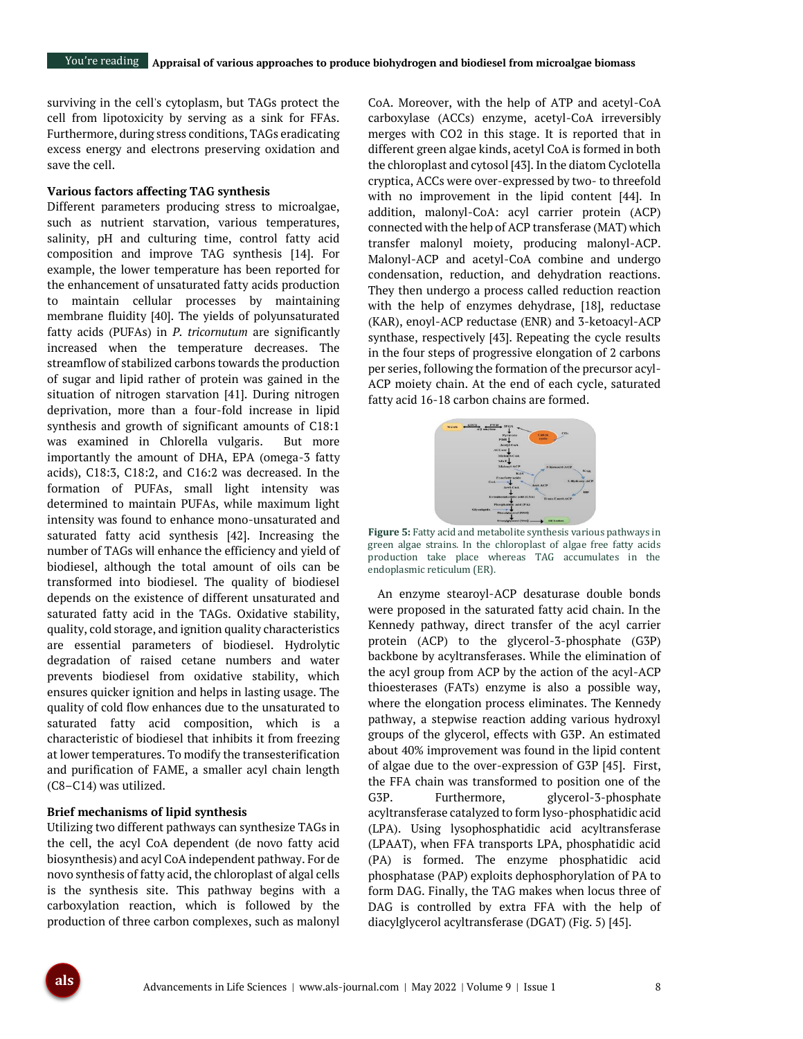surviving in the cell's cytoplasm, but TAGs protect the cell from lipotoxicity by serving as a sink for FFAs. Furthermore, during stress conditions, TAGs eradicating excess energy and electrons preserving oxidation and save the cell.

### Various factors affecting TAG synthesis

Different parameters producing stress to microalgae, such as nutrient starvation, various temperatures, salinity, pH and culturing time, control fatty acid composition and improve TAG synthesis [14]. For example, the lower temperature has been reported for the enhancement of unsaturated fatty acids production to maintain cellular processes by maintaining membrane fluidity [40]. The yields of polyunsaturated fatty acids (PUFAs) in *P. tricornutum* are significantly increased when the temperature decreases. The streamflow of stabilized carbons towards the production of sugar and lipid rather of protein was gained in the situation of nitrogen starvation [41]. During nitrogen deprivation, more than a four-fold increase in lipid synthesis and growth of significant amounts of C18:1 was examined in Chlorella vulgaris. But more importantly the amount of DHA, EPA (omega-3 fatty acids), C18:3, C18:2, and C16:2 was decreased. In the formation of PUFAs, small light intensity was determined to maintain PUFAs, while maximum light intensity was found to enhance mono-unsaturated and saturated fatty acid synthesis [42]. Increasing the number of TAGs will enhance the efficiency and yield of biodiesel, although the total amount of oils can be transformed into biodiesel. The quality of biodiesel depends on the existence of different unsaturated and saturated fatty acid in the TAGs. Oxidative stability, quality, cold storage, and ignition quality characteristics are essential parameters of biodiesel. Hydrolytic degradation of raised cetane numbers and water prevents biodiesel from oxidative stability, which ensures quicker ignition and helps in lasting usage. The quality of cold flow enhances due to the unsaturated to saturated fatty acid composition, which is a characteristic of biodiesel that inhibits it from freezing at lower temperatures. To modify the transesterification and purification of FAME, a smaller acyl chain length (C8–C14) was utilized.

### Brief mechanisms of lipid synthesis

Utilizing two different pathways can synthesize TAGs in the cell, the acyl CoA dependent (de novo fatty acid biosynthesis) and acyl CoA independent pathway. For de novo synthesis of fatty acid, the chloroplast of algal cells is the synthesis site. This pathway begins with a carboxylation reaction, which is followed by the production of three carbon complexes, such as malonyl CoA. Moreover, with the help of ATP and acetyl-CoA carboxylase (ACCs) enzyme, acetyl-CoA irreversibly merges with CO2 in this stage. It is reported that in different green algae kinds, acetyl CoA is formed in both the chloroplast and cytosol [43]. In the diatom Cyclotella cryptica, ACCs were over-expressed by two- to threefold with no improvement in the lipid content [44]. In addition, malonyl-CoA: acyl carrier protein (ACP) connected with the help of ACP transferase (MAT) which transfer malonyl moiety, producing malonyl-ACP. Malonyl-ACP and acetyl-CoA combine and undergo condensation, reduction, and dehydration reactions. They then undergo a process called reduction reaction with the help of enzymes dehydrase, [18], reductase (KAR), enoyl-ACP reductase (ENR) and 3-ketoacyl-ACP synthase, respectively [43]. Repeating the cycle results in the four steps of progressive elongation of 2 carbons per series, following the formation of the precursor acyl-ACP moiety chain. At the end of each cycle, saturated fatty acid 16-18 carbon chains are formed.

**Figure 5:** Fatty acid and metabolite synthesis various pathways in green algae strains. In the chloroplast of algae free fatty acids production take place whereas TAG accumulates in the endoplasmic reticulum (ER).

An enzyme stearoyl-ACP desaturase double bonds were proposed in the saturated fatty acid chain. In the Kennedy pathway, direct transfer of the acyl carrier protein (ACP) to the glycerol-3-phosphate (G3P) backbone by acyltransferases. While the elimination of the acyl group from ACP by the action of the acyl-ACP thioesterases (FATs) enzyme is also a possible way, where the elongation process eliminates. The Kennedy pathway, a stepwise reaction adding various hydroxyl groups of the glycerol, effects with G3P. An estimated about 40% improvement was found in the lipid content of algae due to the over-expression of G3P [45]. First, the FFA chain was transformed to position one of the G3P. Furthermore, glycerol-3-phosphate acyltransferase catalyzed to form lyso-phosphatidic acid (LPA). Using lysophosphatidic acid acyltransferase (LPAAT), when FFA transports LPA, phosphatidic acid (PA) is formed. The enzyme phosphatidic acid phosphatase (PAP) exploits dephosphorylation of PA to form DAG. Finally, the TAG makes when locus three of DAG is controlled by extra FFA with the help of diacylglycerol acyltransferase (DGAT) (Fig. 5) [45].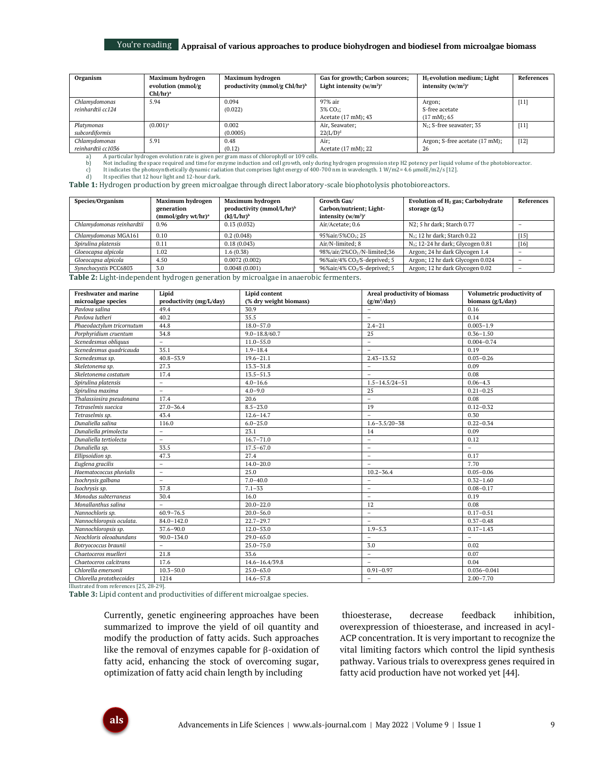| Organism | Maximum hydrogen evolution (mmol/g Chl/hr)[a] | Maximum hydrogen productivity (mmol/g Chl/hr)[b] | Gas for growth; Carbon sources; Light intensity (w/m²)[c] | $H_2$ evolution medium; Light intensity (w/m²)[c] | References |
|---|---|---|---|---|---|
| *Chlamydomonas reinhardtii cc124* | 5.94 | 0.094 (0.022) | 97% air 3% $CO_2$; Acetate (17 mM); 43 | Argon; S-free acetate (17 mM); 65 | [11] |
| *Platymonas subcordiformis* | (0.001)[a] | 0.002 (0.0005) | Air, Seawater; 22(L/D)[d] | $N_2$; S-free seawater; 35 | [11] |
| *Chlamydomonas reinhardtii cc1036* | 5.91 | 0.48 (0.12) | Air; Acetate (17 mM); 22 | Argon; S-free acetate (17 mM); 26 | [12] |

a) A particular hydrogen evolution rate is given per gram mass of chlorophyll or 109 cells.
b) Not including the space required and time for enzyme induction and cell growth, only during hydrogen progression step H2 potency per liquid volume of the photobioreactor.
c) It indicates the photosynthetically dynamic radiation that comprises light energy of 400-700 nm in wavelength. 1 W/m2= 4.6 μmolE/m2/s [12].
d) It specifies that 12 hour light and 12-hour dark.

**Table 1:** Hydrogen production by green microalgae through direct laboratory-scale biophotolysis photobioreactors.

| Species/Organism | Maximum hydrogen generation (mmol/gdry wt/hr)[a] | Maximum hydrogen productivity (mmol/L/hr)[b] (kJ/L/hr)[b] | Growth Gas/ Carbon/nutrient; Light-intensity (w/m²)[c] | Evolution of $H_2$ gas; Carbohydrate storage (g/L) | References |
|---|---|---|---|---|---|
| *Chlamydomonas reinhardtii* | 0.96 | 0.13 (0.032) | Air/Acetate; 0.6 | N2; 5 hr dark; Starch 0.77 | – |
| *Chlamydomonas MGA161* | 0.10 | 0.2 (0.048) | 95%air/5%$CO_2$; 25 | $N_2$; 12 hr dark; Starch 0.22 | [15] |
| *Spirulina platensis* | 0.11 | 0.18 (0.043) | Air/N-limited; 8 | $N_2$; 12-24 hr dark; Glycogen 0.81 | [16] |
| *Gloeocapsa alpicola* | 1.02 | 1.6 (0.38) | 98%air/2%$CO_2$/N-limited;36 | Argon; 24 hr dark Glycogen 1.4 | – |
| *Gloeocapsa alpicola* | 4.50 | 0.0072 (0.002) | 96%air/4% $CO_2$/S-deprived; 5 | Argon; 12 hr dark Glycogen 0.024 | – |
| *Synechocystis PCC6803* | 3.0 | 0.0048 (0.001) | 96%air/4% $CO_2$/S-deprived; 5 | Argon; 12 hr dark Glycogen 0.02 | – |

**Table 2:** Light-independent hydrogen generation by microalgae in anaerobic fermenters.

| Freshwater and marine microalgae species | Lipid productivity (mg/L/day) | Lipid content (% dry weight biomass) | Areal productivity of biomass (g/m²/day) | Volumetric productivity of biomass (g/L/day) |
|---|---|---|---|---|
| *Pavlova salina* | 49.4 | 30.9 | – | 0.16 |
| *Pavlova lutheri* | 40.2 | 35.5 | – | 0.14 |
| *Phaeodactylum tricornutum* | 44.8 | 18.0–57.0 | 2.4–21 | 0.003–1.9 |
| *Porphyridium cruentum* | 34.8 | 9.0–18.8/60.7 | 25 | 0.36–1.50 |
| *Scenedesmus obliquus* | – | 11.0–55.0 | – | 0.004–0.74 |
| *Scenedesmus quadricauda* | 35.1 | 1.9–18.4 | – | 0.19 |
| *Scenedesmus sp.* | 40.8–53.9 | 19.6–21.1 | 2.43–13.52 | 0.03–0.26 |
| *Skeletonema sp.* | 27.3 | 13.3–31.8 | – | 0.09 |
| *Skeletonema costatum* | 17.4 | 13.5–51.3 | – | 0.08 |
| *Spirulina platensis* | – | 4.0–16.6 | 1.5–14.5/24–51 | 0.06–4.3 |
| *Spirulina maxima* | – | 4.0–9.0 | 25 | 0.21–0.25 |
| *Thalassiosira pseudonana* | 17.4 | 20.6 | – | 0.08 |
| *Tetraselmis suecica* | 27.0–36.4 | 8.5–23.0 | 19 | 0.12–0.32 |
| *Tetraselmis sp.* | 43.4 | 12.6–14.7 | – | 0.30 |
| *Dunaliella salina* | 116.0 | 6.0–25.0 | 1.6–3.5/20–38 | 0.22–0.34 |
| *Dunaliella primolecta* | – | 23.1 | 14 | 0.09 |
| *Dunaliella tertiolecta* | – | 16.7–71.0 | – | 0.12 |
| *Dunaliella sp.* | 33.5 | 17.5–67.0 | – | – |
| *Ellipsoidion sp.* | 47.3 | 27.4 | – | 0.17 |
| *Euglena gracilis* | – | 14.0–20.0 | – | 7.70 |
| *Haematococcus pluvialis* | – | 25.0 | 10.2–36.4 | 0.05–0.06 |
| *Isochrysis galbana* | – | 7.0–40.0 | – | 0.32–1.60 |
| *Isochrysis sp.* | 37.8 | 7.1–33 | – | 0.08–0.17 |
| *Monodus subterraneus* | 30.4 | 16.0 | – | 0.19 |
| *Monallanthus salina* | – | 20.0–22.0 | 12 | 0.08 |
| *Nannochloris sp.* | 60.9–76.5 | 20.0–56.0 | – | 0.17–0.51 |
| *Nannochloropsis oculata.* | 84.0–142.0 | 22.7–29.7 | – | 0.37–0.48 |
| *Nannochloropsis sp.* | 37.6–90.0 | 12.0–53.0 | 1.9–5.3 | 0.17–1.43 |
| *Neochloris oleoabundans* | 90.0–134.0 | 29.0–65.0 | – | – |
| *Botryococcus braunii* | – | 25.0–75.0 | 3.0 | 0.02 |
| *Chaetoceros muelleri* | 21.8 | 33.6 | – | 0.07 |
| *Chaetoceros calcitrans* | 17.6 | 14.6–16.4/39.8 | – | 0.04 |
| *Chlorella emersonii* | 10.3–50.0 | 25.0–63.0 | 0.91–0.97 | 0.036–0.041 |
| *Chlorella protothecoides* | 1214 | 14.6–57.8 | – | 2.00–7.70 |

Illustrated from references [25, 28-29].

**Table 3:** Lipid content and productivities of different microalgae species.

Currently, genetic engineering approaches have been summarized to improve the yield of oil quantity and modify the production of fatty acids. Such approaches like the removal of enzymes capable for β-oxidation of fatty acid, enhancing the stock of overcoming sugar, optimization of fatty acid chain length by including thioesterase, decrease feedback inhibition, overexpression of thioesterase, and increased in acyl-ACP concentration. It is very important to recognize the vital limiting factors which control the lipid synthesis pathway. Various trials to overexpress genes required in fatty acid production have not worked yet [44].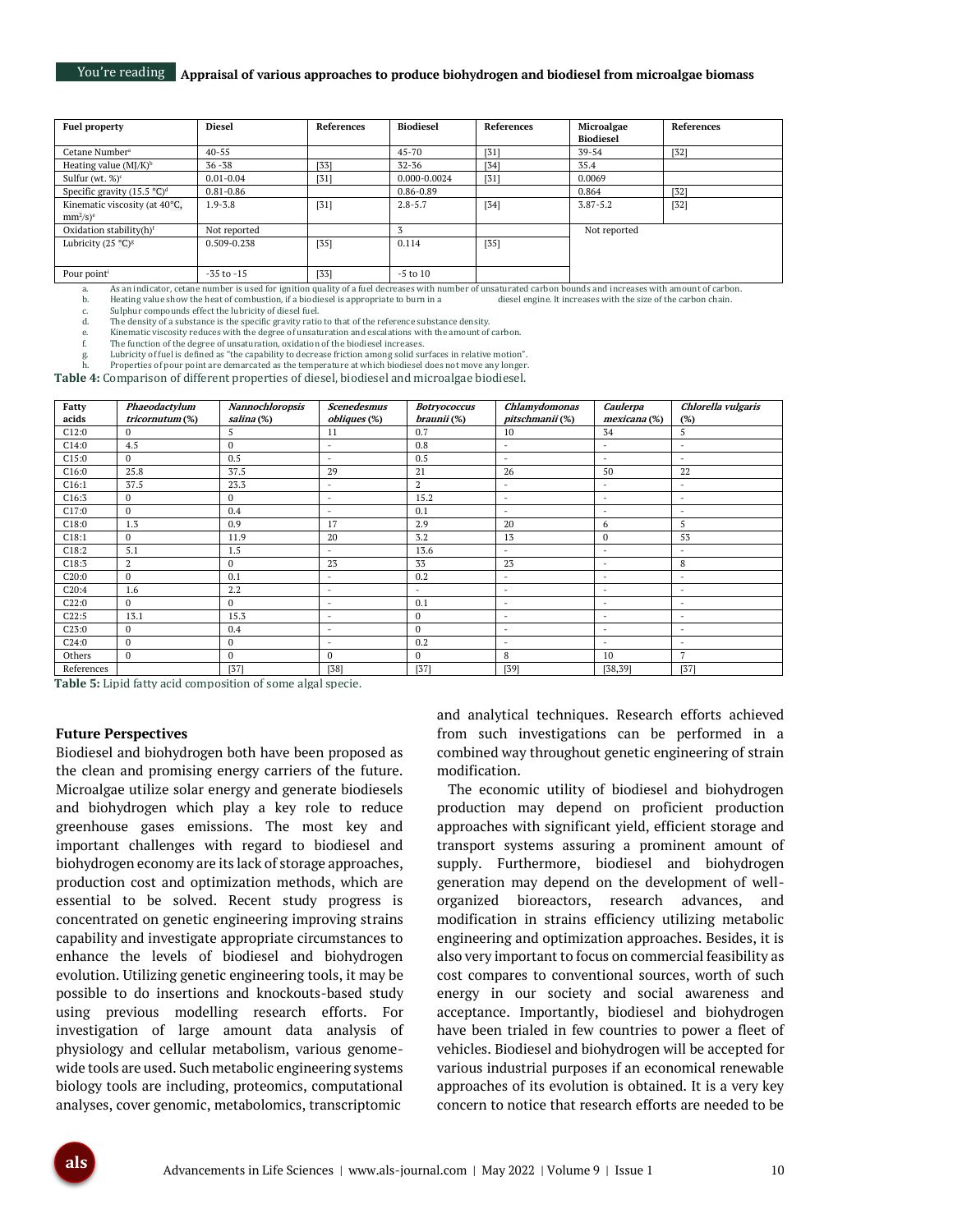| Fuel property | Diesel | References | Biodiesel | References | Microalgae Biodiesel | References |
|---|---|---|---|---|---|---|
| Cetane Number[a] | 40-55 | | 45-70 | [31] | 39-54 | [32] |
| Heating value (MJ/K)[b] | 36 -38 | [33] | 32-36 | [34] | 35.4 | |
| Sulfur (wt. %)[c] | 0.01-0.04 | [31] | 0.000-0.0024 | [31] | 0.0069 | |
| Specific gravity (15.5 °C)[d] | 0.81-0.86 | | 0.86-0.89 | | 0.864 | [32] |
| Kinematic viscosity (at 40°C, $mm^2/s$)[e] | 1.9-3.8 | [31] | 2.8-5.7 | [34] | 3.87-5.2 | [32] |
| Oxidation stability(h)[f] | Not reported | | 3 | | Not reported | |
| Lubricity (25 °C)[g] | 0.509-0.238 | [35] | 0.114 | [35] | | |
| Pour point[i] | -35 to -15 | [33] | -5 to 10 | | | |

a. As an indicator, cetane number is used for ignition quality of a fuel decreases with number of unsaturated carbon bounds and increases with amount of carbon.
b. Heating value show the heat of combustion, if a biodiesel is appropriate to burn in a diesel engine. It increases with the size of the carbon chain.
c. Sulphur compounds effect the lubricity of diesel fuel.
d. The density of a substance is the specific gravity ratio to that of the reference substance density.
e. Kinematic viscosity reduces with the degree of unsaturation and escalations with the amount of carbon.
f. The function of the degree of unsaturation, oxidation of the biodiesel increases.
g. Lubricity of fuel is defined as "the capability to decrease friction among solid surfaces in relative motion".
h. Properties of pour point are demarcated as the temperature at which biodiesel does not move any longer.

**Table 4:** Comparison of different properties of diesel, biodiesel and microalgae biodiesel.

| Fatty acids | *Phaeodactylum tricornutum* (%) | *Nannochloropsis salina* (%) | *Scenedesmus obliques* (%) | *Botryococcus braunii* (%) | *Chlamydomonas pitschmanii* (%) | *Caulerpa mexicana* (%) | *Chlorella vulgaris* (%) |
|---|---|---|---|---|---|---|---|
| C12:0 | 0 | 5 | 11 | 0.7 | 10 | 34 | 5 |
| C14:0 | 4.5 | 0 | - | 0.8 | - | - | - |
| C15:0 | 0 | 0.5 | - | 0.5 | - | - | - |
| C16:0 | 25.8 | 37.5 | 29 | 21 | 26 | 50 | 22 |
| C16:1 | 37.5 | 23.3 | - | 2 | - | - | - |
| C16:3 | 0 | 0 | - | 15.2 | - | - | - |
| C17:0 | 0 | 0.4 | - | 0.1 | - | - | - |
| C18:0 | 1.3 | 0.9 | 17 | 2.9 | 20 | 6 | 5 |
| C18:1 | 0 | 11.9 | 20 | 3.2 | 13 | 0 | 53 |
| C18:2 | 5.1 | 1.5 | - | 13.6 | - | - | - |
| C18:3 | 2 | 0 | 23 | 33 | 23 | - | 8 |
| C20:0 | 0 | 0.1 | - | 0.2 | - | - | - |
| C20:4 | 1.6 | 2.2 | - | - | - | - | - |
| C22:0 | 0 | 0 | - | 0.1 | - | - | - |
| C22:5 | 13.1 | 15.3 | - | 0 | - | - | - |
| C23:0 | 0 | 0.4 | - | 0 | - | - | - |
| C24:0 | 0 | 0 | - | 0.2 | - | - | - |
| Others | 0 | 0 | 0 | 0 | 8 | 10 | 7 |
| References | | [37] | [38] | [37] | [39] | [38,39] | [37] |

**Table 5:** Lipid fatty acid composition of some algal specie.

## Future Perspectives

Biodiesel and biohydrogen both have been proposed as the clean and promising energy carriers of the future. Microalgae utilize solar energy and generate biodiesels and biohydrogen which play a key role to reduce greenhouse gases emissions. The most key and important challenges with regard to biodiesel and biohydrogen economy are its lack of storage approaches, production cost and optimization methods, which are essential to be solved. Recent study progress is concentrated on genetic engineering improving strains capability and investigate appropriate circumstances to enhance the levels of biodiesel and biohydrogen evolution. Utilizing genetic engineering tools, it may be possible to do insertions and knockouts-based study using previous modelling research efforts. For investigation of large amount data analysis of physiology and cellular metabolism, various genome-wide tools are used. Such metabolic engineering systems biology tools are including, proteomics, computational analyses, cover genomic, metabolomics, transcriptomic and analytical techniques. Research efforts achieved from such investigations can be performed in a combined way throughout genetic engineering of strain modification.

The economic utility of biodiesel and biohydrogen production may depend on proficient production approaches with significant yield, efficient storage and transport systems assuring a prominent amount of supply. Furthermore, biodiesel and biohydrogen generation may depend on the development of well-organized bioreactors, research advances, and modification in strains efficiency utilizing metabolic engineering and optimization approaches. Besides, it is also very important to focus on commercial feasibility as cost compares to conventional sources, worth of such energy in our society and social awareness and acceptance. Importantly, biodiesel and biohydrogen have been trialed in few countries to power a fleet of vehicles. Biodiesel and biohydrogen will be accepted for various industrial purposes if an economical renewable approaches of its evolution is obtained. It is a very key concern to notice that research efforts are needed to be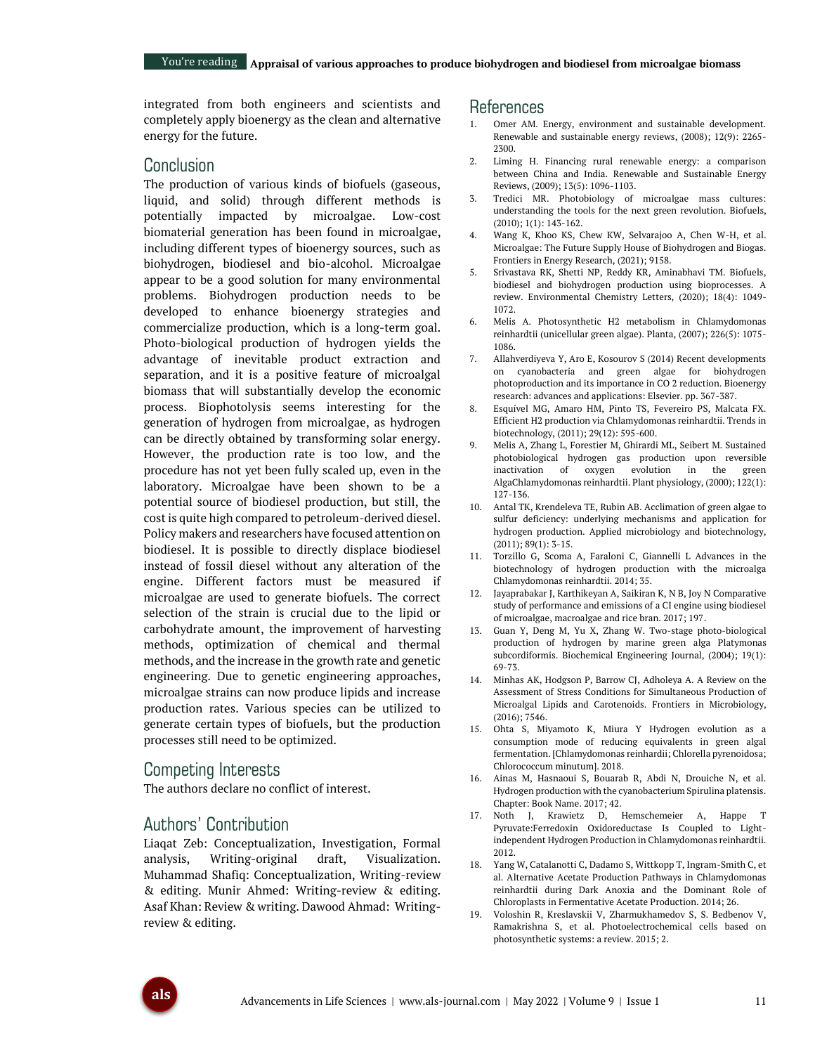integrated from both engineers and scientists and completely apply bioenergy as the clean and alternative energy for the future.

## Conclusion

The production of various kinds of biofuels (gaseous, liquid, and solid) through different methods is potentially impacted by microalgae. Low-cost biomaterial generation has been found in microalgae, including different types of bioenergy sources, such as biohydrogen, biodiesel and bio-alcohol. Microalgae appear to be a good solution for many environmental problems. Biohydrogen production needs to be developed to enhance bioenergy strategies and commercialize production, which is a long-term goal. Photo-biological production of hydrogen yields the advantage of inevitable product extraction and separation, and it is a positive feature of microalgal biomass that will substantially develop the economic process. Biophotolysis seems interesting for the generation of hydrogen from microalgae, as hydrogen can be directly obtained by transforming solar energy. However, the production rate is too low, and the procedure has not yet been fully scaled up, even in the laboratory. Microalgae have been shown to be a potential source of biodiesel production, but still, the cost is quite high compared to petroleum-derived diesel. Policy makers and researchers have focused attention on biodiesel. It is possible to directly displace biodiesel instead of fossil diesel without any alteration of the engine. Different factors must be measured if microalgae are used to generate biofuels. The correct selection of the strain is crucial due to the lipid or carbohydrate amount, the improvement of harvesting methods, optimization of chemical and thermal methods, and the increase in the growth rate and genetic engineering. Due to genetic engineering approaches, microalgae strains can now produce lipids and increase production rates. Various species can be utilized to generate certain types of biofuels, but the production processes still need to be optimized.

## Competing Interests

The authors declare no conflict of interest.

## Authors' Contribution

Liaqat Zeb: Conceptualization, Investigation, Formal analysis, Writing-original draft, Visualization. Muhammad Shafiq: Conceptualization, Writing-review & editing. Munir Ahmed: Writing-review & editing. Asaf Khan: Review & writing. Dawood Ahmad: Writing-review & editing.

## References

1. Omer AM. Energy, environment and sustainable development. Renewable and sustainable energy reviews, (2008); 12(9): 2265-2300.
2. Liming H. Financing rural renewable energy: a comparison between China and India. Renewable and Sustainable Energy Reviews, (2009); 13(5): 1096-1103.
3. Tredici MR. Photobiology of microalgae mass cultures: understanding the tools for the next green revolution. Biofuels, (2010); 1(1): 143-162.
4. Wang K, Khoo KS, Chew KW, Selvarajoo A, Chen W-H, et al. Microalgae: The Future Supply House of Biohydrogen and Biogas. Frontiers in Energy Research, (2021); 9158.
5. Srivastava RK, Shetti NP, Reddy KR, Aminabhavi TM. Biofuels, biodiesel and biohydrogen production using bioprocesses. A review. Environmental Chemistry Letters, (2020); 18(4): 1049-1072.
6. Melis A. Photosynthetic H2 metabolism in Chlamydomonas reinhardtii (unicellular green algae). Planta, (2007); 226(5): 1075-1086.
7. Allahverdiyeva Y, Aro E, Kosourov S (2014) Recent developments on cyanobacteria and green algae for biohydrogen photoproduction and its importance in CO 2 reduction. Bioenergy research: advances and applications: Elsevier. pp. 367-387.
8. Esquível MG, Amaro HM, Pinto TS, Fevereiro PS, Malcata FX. Efficient H2 production via Chlamydomonas reinhardtii. Trends in biotechnology, (2011); 29(12): 595-600.
9. Melis A, Zhang L, Forestier M, Ghirardi ML, Seibert M. Sustained photobiological hydrogen gas production upon reversible inactivation of oxygen evolution in the green AlgaChlamydomonas reinhardtii. Plant physiology, (2000); 122(1): 127-136.
10. Antal TK, Krendeleva TE, Rubin AB. Acclimation of green algae to sulfur deficiency: underlying mechanisms and application for hydrogen production. Applied microbiology and biotechnology, (2011); 89(1): 3-15.
11. Torzillo G, Scoma A, Faraloni C, Giannelli L Advances in the biotechnology of hydrogen production with the microalga Chlamydomonas reinhardtii. 2014; 35.
12. Jayaprabakar J, Karthikeyan A, Saikiran K, N B, Joy N Comparative study of performance and emissions of a CI engine using biodiesel of microalgae, macroalgae and rice bran. 2017; 197.
13. Guan Y, Deng M, Yu X, Zhang W. Two-stage photo-biological production of hydrogen by marine green alga Platymonas subcordiformis. Biochemical Engineering Journal, (2004); 19(1): 69-73.
14. Minhas AK, Hodgson P, Barrow CJ, Adholeya A. A Review on the Assessment of Stress Conditions for Simultaneous Production of Microalgal Lipids and Carotenoids. Frontiers in Microbiology, (2016); 7546.
15. Ohta S, Miyamoto K, Miura Y Hydrogen evolution as a consumption mode of reducing equivalents in green algal fermentation. [Chlamydomonas reinhardii; Chlorella pyrenoidosa; Chlorococcum minutum]. 2018.
16. Ainas M, Hasnaoui S, Bouarab R, Abdi N, Drouiche N, et al. Hydrogen production with the cyanobacterium Spirulina platensis. Chapter: Book Name. 2017; 42.
17. Noth J, Krawietz D, Hemschemeier A, Happe T Pyruvate:Ferredoxin Oxidoreductase Is Coupled to Light-independent Hydrogen Production in Chlamydomonas reinhardtii. 2012.
18. Yang W, Catalanotti C, Dadamo S, Wittkopp T, Ingram-Smith C, et al. Alternative Acetate Production Pathways in Chlamydomonas reinhardtii during Dark Anoxia and the Dominant Role of Chloroplasts in Fermentative Acetate Production. 2014; 26.
19. Voloshin R, Kreslavskii V, Zharmukhamedov S, S. Bedbenov V, Ramakrishna S, et al. Photoelectrochemical cells based on photosynthetic systems: a review. 2015; 2.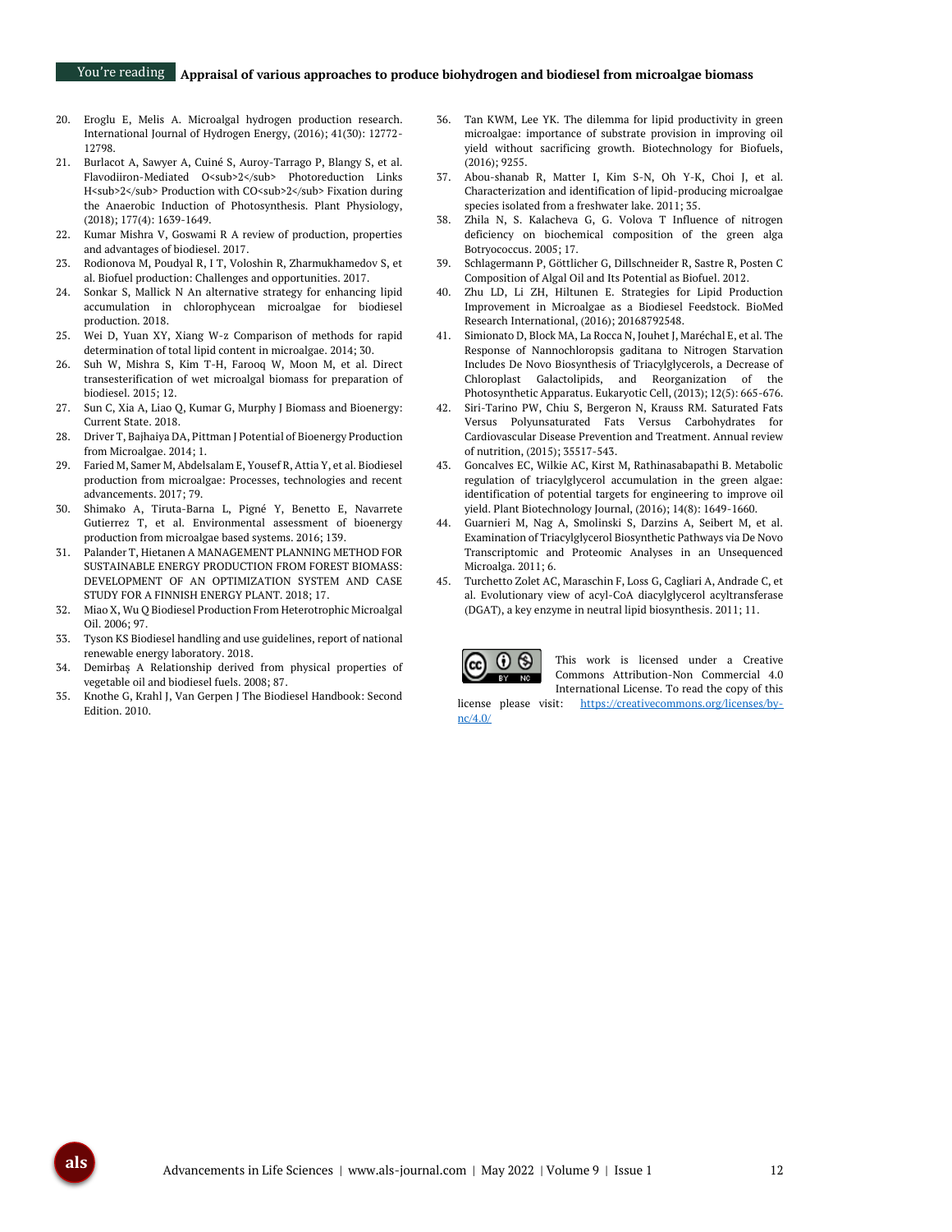20. Eroglu E, Melis A. Microalgal hydrogen production research. International Journal of Hydrogen Energy, (2016); 41(30): 12772-12798.
21. Burlacot A, Sawyer A, Cuiné S, Auroy-Tarrago P, Blangy S, et al. Flavodiiron-Mediated $O_2$ Photoreduction Links $H_2$ Production with $CO_2$ Fixation during the Anaerobic Induction of Photosynthesis. Plant Physiology, (2018); 177(4): 1639-1649.
22. Kumar Mishra V, Goswami R A review of production, properties and advantages of biodiesel. 2017.
23. Rodionova M, Poudyal R, I T, Voloshin R, Zharmukhamedov S, et al. Biofuel production: Challenges and opportunities. 2017.
24. Sonkar S, Mallick N An alternative strategy for enhancing lipid accumulation in chlorophycean microalgae for biodiesel production. 2018.
25. Wei D, Yuan XY, Xiang W-z Comparison of methods for rapid determination of total lipid content in microalgae. 2014; 30.
26. Suh W, Mishra S, Kim T-H, Farooq W, Moon M, et al. Direct transesterification of wet microalgal biomass for preparation of biodiesel. 2015; 12.
27. Sun C, Xia A, Liao Q, Kumar G, Murphy J Biomass and Bioenergy: Current State. 2018.
28. Driver T, Bajhaiya DA, Pittman J Potential of Bioenergy Production from Microalgae. 2014; 1.
29. Faried M, Samer M, Abdelsalam E, Yousef R, Attia Y, et al. Biodiesel production from microalgae: Processes, technologies and recent advancements. 2017; 79.
30. Shimako A, Tiruta-Barna L, Pigné Y, Benetto E, Navarrete Gutierrez T, et al. Environmental assessment of bioenergy production from microalgae based systems. 2016; 139.
31. Palander T, Hietanen A MANAGEMENT PLANNING METHOD FOR SUSTAINABLE ENERGY PRODUCTION FROM FOREST BIOMASS: DEVELOPMENT OF AN OPTIMIZATION SYSTEM AND CASE STUDY FOR A FINNISH ENERGY PLANT. 2018; 17.
32. Miao X, Wu Q Biodiesel Production From Heterotrophic Microalgal Oil. 2006; 97.
33. Tyson KS Biodiesel handling and use guidelines, report of national renewable energy laboratory. 2018.
34. Demirbaş A Relationship derived from physical properties of vegetable oil and biodiesel fuels. 2008; 87.
35. Knothe G, Krahl J, Van Gerpen J The Biodiesel Handbook: Second Edition. 2010.
36. Tan KWM, Lee YK. The dilemma for lipid productivity in green microalgae: importance of substrate provision in improving oil yield without sacrificing growth. Biotechnology for Biofuels, (2016); 9255.
37. Abou-shanab R, Matter I, Kim S-N, Oh Y-K, Choi J, et al. Characterization and identification of lipid-producing microalgae species isolated from a freshwater lake. 2011; 35.
38. Zhila N, S. Kalacheva G, G. Volova T Influence of nitrogen deficiency on biochemical composition of the green alga Botryococcus. 2005; 17.
39. Schlagermann P, Göttlicher G, Dillschneider R, Sastre R, Posten C Composition of Algal Oil and Its Potential as Biofuel. 2012.
40. Zhu LD, Li ZH, Hiltunen E. Strategies for Lipid Production Improvement in Microalgae as a Biodiesel Feedstock. BioMed Research International, (2016); 20168792548.
41. Simionato D, Block MA, La Rocca N, Jouhet J, Maréchal E, et al. The Response of Nannochloropsis gaditana to Nitrogen Starvation Includes De Novo Biosynthesis of Triacylglycerols, a Decrease of Chloroplast Galactolipids, and Reorganization of the Photosynthetic Apparatus. Eukaryotic Cell, (2013); 12(5): 665-676.
42. Siri-Tarino PW, Chiu S, Bergeron N, Krauss RM. Saturated Fats Versus Polyunsaturated Fats Versus Carbohydrates for Cardiovascular Disease Prevention and Treatment. Annual review of nutrition, (2015); 35517-543.
43. Goncalves EC, Wilkie AC, Kirst M, Rathinasabapathi B. Metabolic regulation of triacylglycerol accumulation in the green algae: identification of potential targets for engineering to improve oil yield. Plant Biotechnology Journal, (2016); 14(8): 1649-1660.
44. Guarnieri M, Nag A, Smolinski S, Darzins A, Seibert M, et al. Examination of Triacylglycerol Biosynthetic Pathways via De Novo Transcriptomic and Proteomic Analyses in an Unsequenced Microalga. 2011; 6.
45. Turchetto Zolet AC, Maraschin F, Loss G, Cagliari A, Andrade C, et al. Evolutionary view of acyl-CoA diacylglycerol acyltransferase (DGAT), a key enzyme in neutral lipid biosynthesis. 2011; 11.

This work is licensed under a Creative Commons Attribution-Non Commercial 4.0 International License. To read the copy of this license please visit: https://creativecommons.org/licenses/by-nc/4.0/